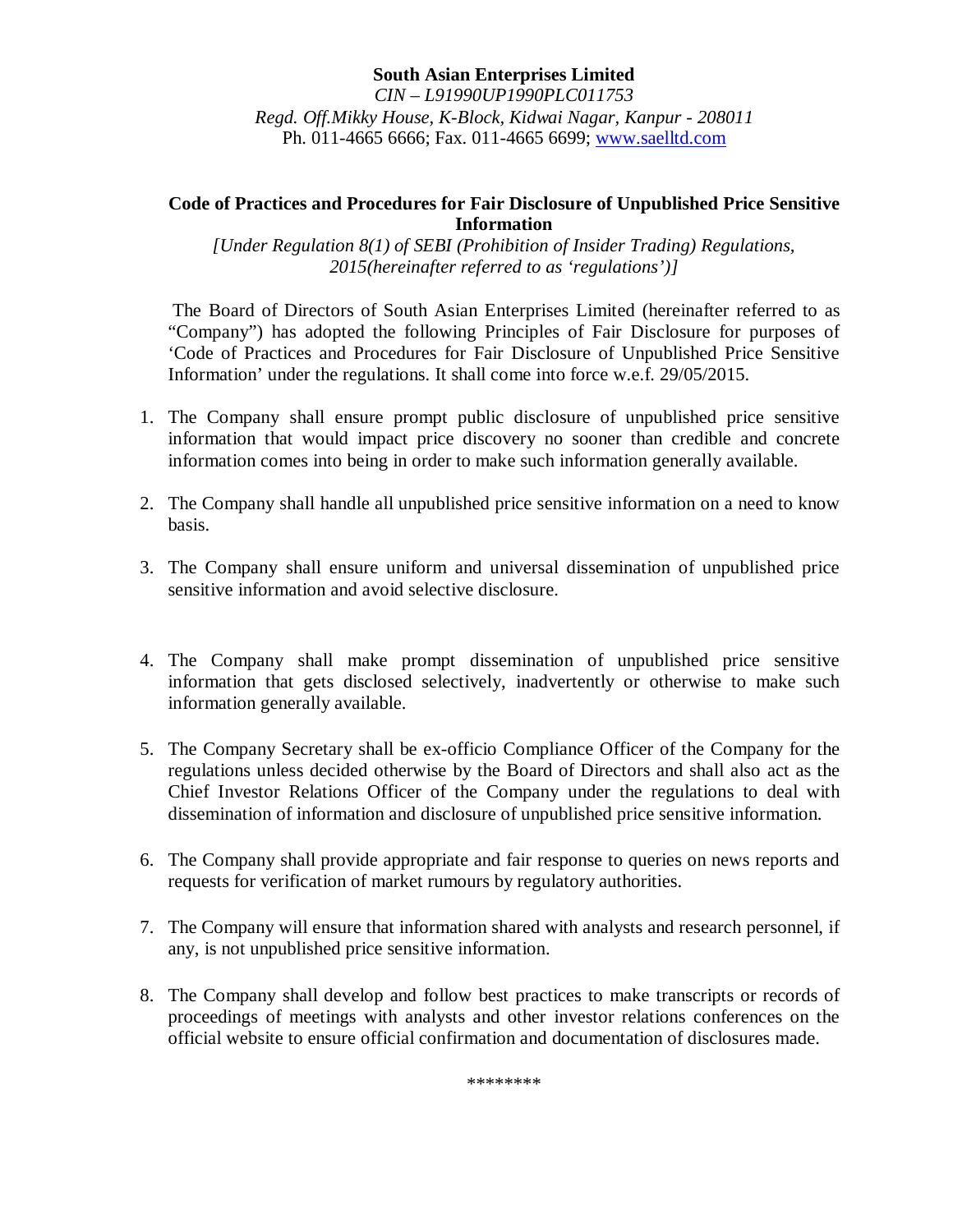**South Asian Enterprises Limited**

*CIN – L91990UP1990PLC011753*

*Regd. Off.Mikky House, K-Block, Kidwai Nagar, Kanpur - 208011*

Ph. 011-4665 6666; Fax. 011-4665 6699; www.saelltd.com

## Code of Practices and Procedures for Fair Disclosure of Unpublished Price Sensitive Information

*[Under Regulation 8(1) of SEBI (Prohibition of Insider Trading) Regulations, 2015(hereinafter referred to as 'regulations')]*

The Board of Directors of South Asian Enterprises Limited (hereinafter referred to as "Company") has adopted the following Principles of Fair Disclosure for purposes of 'Code of Practices and Procedures for Fair Disclosure of Unpublished Price Sensitive Information' under the regulations. It shall come into force w.e.f. 29/05/2015.

1. The Company shall ensure prompt public disclosure of unpublished price sensitive information that would impact price discovery no sooner than credible and concrete information comes into being in order to make such information generally available.

2. The Company shall handle all unpublished price sensitive information on a need to know basis.

3. The Company shall ensure uniform and universal dissemination of unpublished price sensitive information and avoid selective disclosure.

4. The Company shall make prompt dissemination of unpublished price sensitive information that gets disclosed selectively, inadvertently or otherwise to make such information generally available.

5. The Company Secretary shall be ex-officio Compliance Officer of the Company for the regulations unless decided otherwise by the Board of Directors and shall also act as the Chief Investor Relations Officer of the Company under the regulations to deal with dissemination of information and disclosure of unpublished price sensitive information.

6. The Company shall provide appropriate and fair response to queries on news reports and requests for verification of market rumours by regulatory authorities.

7. The Company will ensure that information shared with analysts and research personnel, if any, is not unpublished price sensitive information.

8. The Company shall develop and follow best practices to make transcripts or records of proceedings of meetings with analysts and other investor relations conferences on the official website to ensure official confirmation and documentation of disclosures made.

********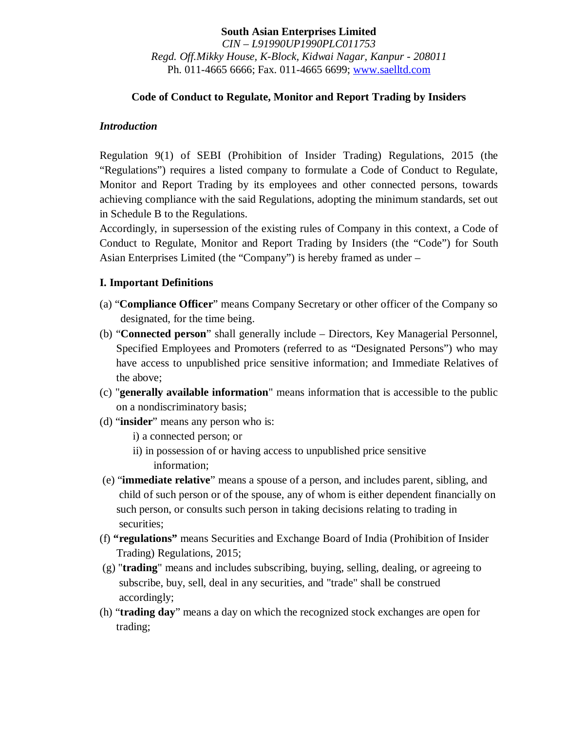**South Asian Enterprises Limited**
*CIN – L91990UP1990PLC011753*
*Regd. Off.Mikky House, K-Block, Kidwai Nagar, Kanpur - 208011*
Ph. 011-4665 6666; Fax. 011-4665 6699; www.saelltd.com

## Code of Conduct to Regulate, Monitor and Report Trading by Insiders

***Introduction***

Regulation 9(1) of SEBI (Prohibition of Insider Trading) Regulations, 2015 (the "Regulations") requires a listed company to formulate a Code of Conduct to Regulate, Monitor and Report Trading by its employees and other connected persons, towards achieving compliance with the said Regulations, adopting the minimum standards, set out in Schedule B to the Regulations.

Accordingly, in supersession of the existing rules of Company in this context, a Code of Conduct to Regulate, Monitor and Report Trading by Insiders (the "Code") for South Asian Enterprises Limited (the "Company") is hereby framed as under –

### I. Important Definitions

(a) "**Compliance Officer**" means Company Secretary or other officer of the Company so designated, for the time being.

(b) "**Connected person**" shall generally include – Directors, Key Managerial Personnel, Specified Employees and Promoters (referred to as "Designated Persons") who may have access to unpublished price sensitive information; and Immediate Relatives of the above;

(c) "**generally available information**" means information that is accessible to the public on a nondiscriminatory basis;

(d) "**insider**" means any person who is:
   i) a connected person; or
   ii) in possession of or having access to unpublished price sensitive information;

(e) "**immediate relative**" means a spouse of a person, and includes parent, sibling, and child of such person or of the spouse, any of whom is either dependent financially on such person, or consults such person in taking decisions relating to trading in securities;

(f) **"regulations"** means Securities and Exchange Board of India (Prohibition of Insider Trading) Regulations, 2015;

(g) "**trading**" means and includes subscribing, buying, selling, dealing, or agreeing to subscribe, buy, sell, deal in any securities, and "trade" shall be construed accordingly;

(h) "**trading day**" means a day on which the recognized stock exchanges are open for trading;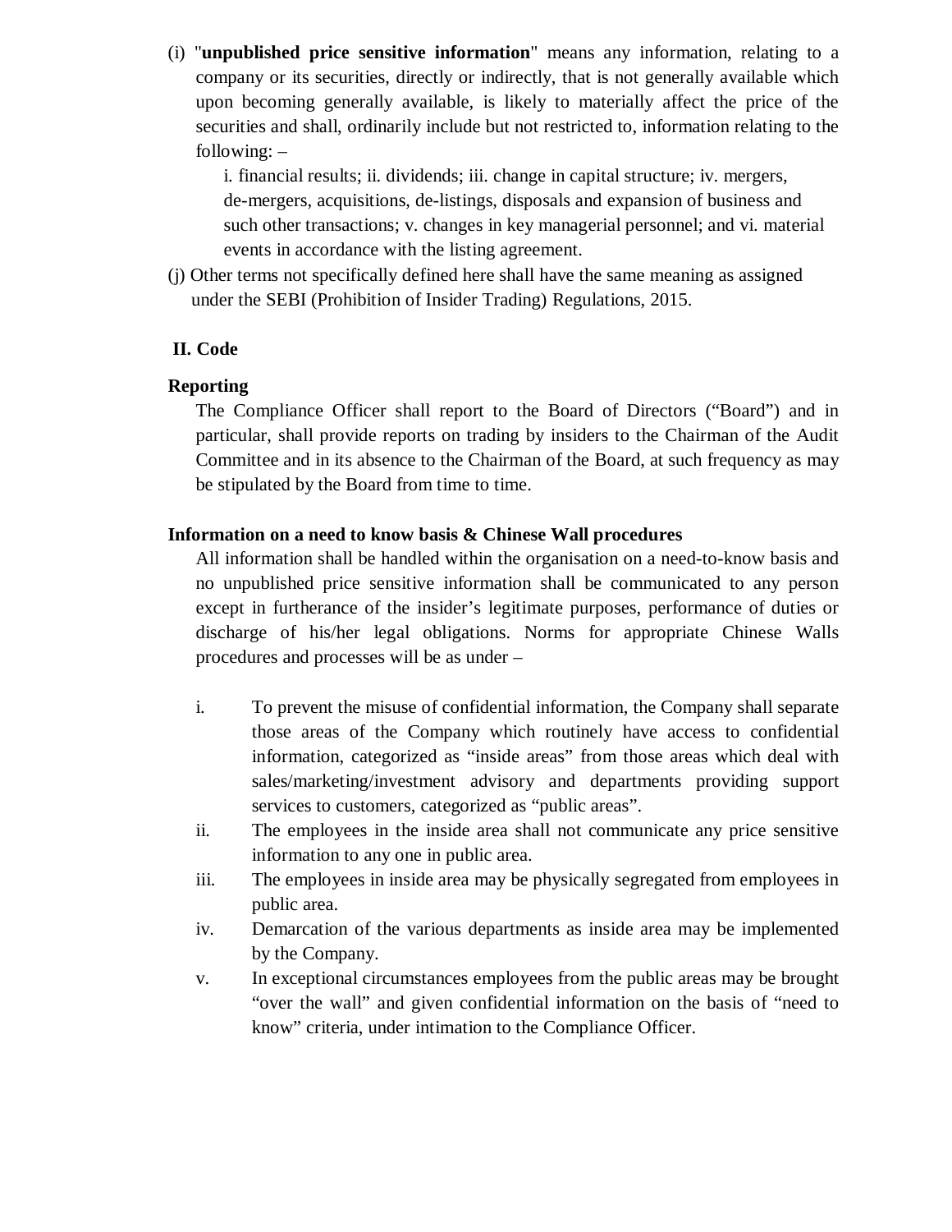(i) "**unpublished price sensitive information**" means any information, relating to a company or its securities, directly or indirectly, that is not generally available which upon becoming generally available, is likely to materially affect the price of the securities and shall, ordinarily include but not restricted to, information relating to the following: –

i. financial results; ii. dividends; iii. change in capital structure; iv. mergers, de-mergers, acquisitions, de-listings, disposals and expansion of business and such other transactions; v. changes in key managerial personnel; and vi. material events in accordance with the listing agreement.

(j) Other terms not specifically defined here shall have the same meaning as assigned under the SEBI (Prohibition of Insider Trading) Regulations, 2015.

## II. Code

### Reporting

The Compliance Officer shall report to the Board of Directors ("Board") and in particular, shall provide reports on trading by insiders to the Chairman of the Audit Committee and in its absence to the Chairman of the Board, at such frequency as may be stipulated by the Board from time to time.

### Information on a need to know basis & Chinese Wall procedures

All information shall be handled within the organisation on a need-to-know basis and no unpublished price sensitive information shall be communicated to any person except in furtherance of the insider's legitimate purposes, performance of duties or discharge of his/her legal obligations. Norms for appropriate Chinese Walls procedures and processes will be as under –

i. To prevent the misuse of confidential information, the Company shall separate those areas of the Company which routinely have access to confidential information, categorized as "inside areas" from those areas which deal with sales/marketing/investment advisory and departments providing support services to customers, categorized as "public areas".

ii. The employees in the inside area shall not communicate any price sensitive information to any one in public area.

iii. The employees in inside area may be physically segregated from employees in public area.

iv. Demarcation of the various departments as inside area may be implemented by the Company.

v. In exceptional circumstances employees from the public areas may be brought "over the wall" and given confidential information on the basis of "need to know" criteria, under intimation to the Compliance Officer.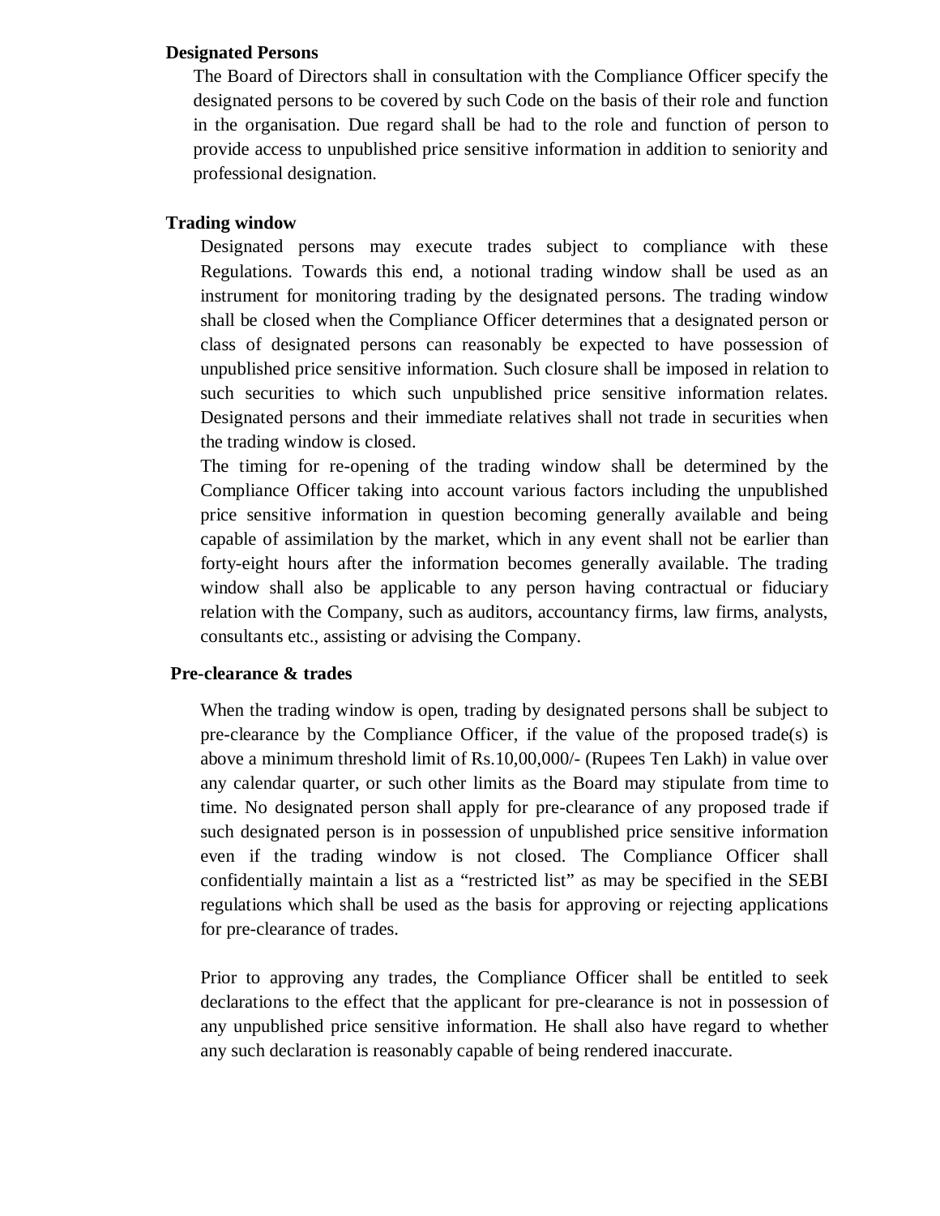**Designated Persons**

The Board of Directors shall in consultation with the Compliance Officer specify the designated persons to be covered by such Code on the basis of their role and function in the organisation. Due regard shall be had to the role and function of person to provide access to unpublished price sensitive information in addition to seniority and professional designation.

**Trading window**

Designated persons may execute trades subject to compliance with these Regulations. Towards this end, a notional trading window shall be used as an instrument for monitoring trading by the designated persons. The trading window shall be closed when the Compliance Officer determines that a designated person or class of designated persons can reasonably be expected to have possession of unpublished price sensitive information. Such closure shall be imposed in relation to such securities to which such unpublished price sensitive information relates. Designated persons and their immediate relatives shall not trade in securities when the trading window is closed.

The timing for re-opening of the trading window shall be determined by the Compliance Officer taking into account various factors including the unpublished price sensitive information in question becoming generally available and being capable of assimilation by the market, which in any event shall not be earlier than forty-eight hours after the information becomes generally available. The trading window shall also be applicable to any person having contractual or fiduciary relation with the Company, such as auditors, accountancy firms, law firms, analysts, consultants etc., assisting or advising the Company.

**Pre-clearance & trades**

When the trading window is open, trading by designated persons shall be subject to pre-clearance by the Compliance Officer, if the value of the proposed trade(s) is above a minimum threshold limit of Rs.10,00,000/- (Rupees Ten Lakh) in value over any calendar quarter, or such other limits as the Board may stipulate from time to time. No designated person shall apply for pre-clearance of any proposed trade if such designated person is in possession of unpublished price sensitive information even if the trading window is not closed. The Compliance Officer shall confidentially maintain a list as a "restricted list" as may be specified in the SEBI regulations which shall be used as the basis for approving or rejecting applications for pre-clearance of trades.

Prior to approving any trades, the Compliance Officer shall be entitled to seek declarations to the effect that the applicant for pre-clearance is not in possession of any unpublished price sensitive information. He shall also have regard to whether any such declaration is reasonably capable of being rendered inaccurate.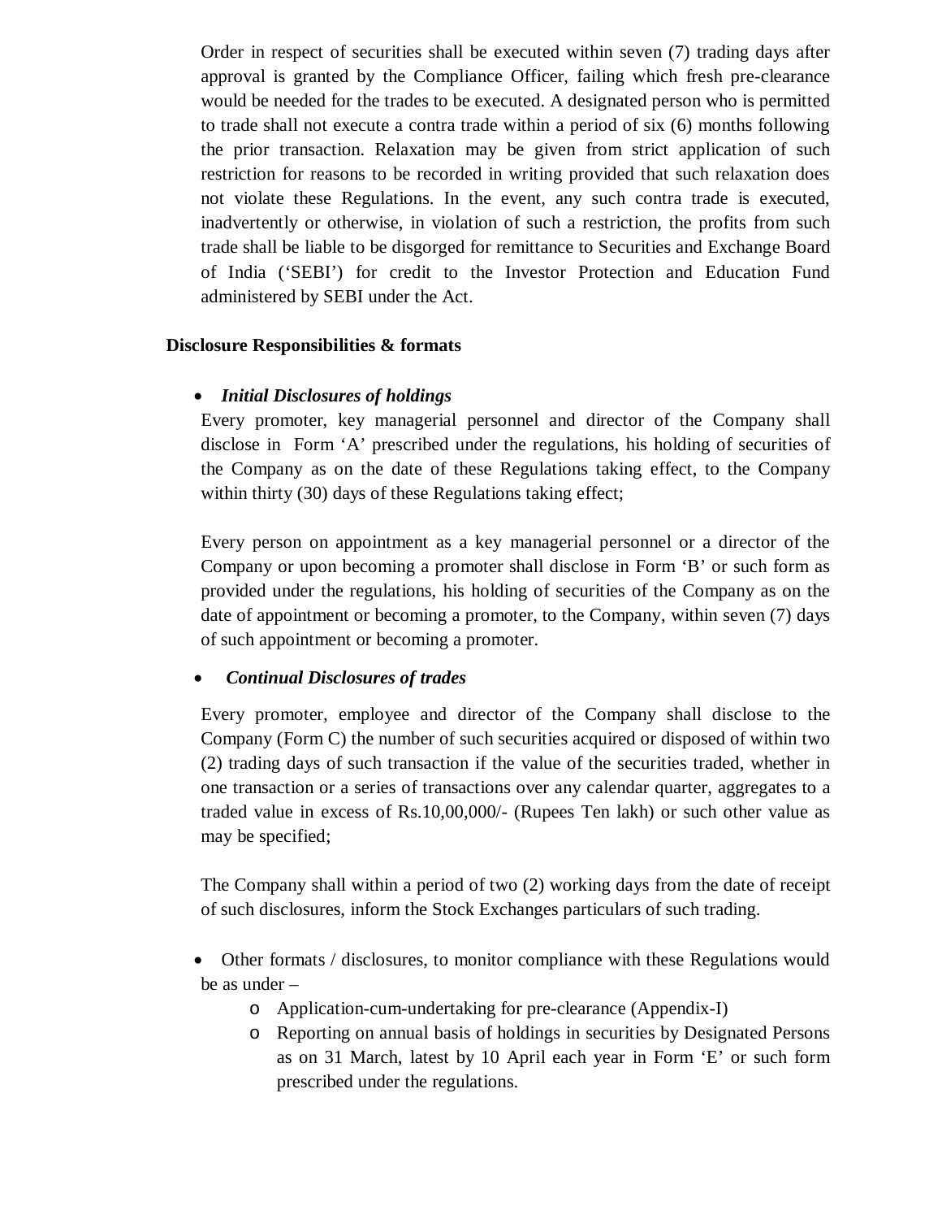Order in respect of securities shall be executed within seven (7) trading days after approval is granted by the Compliance Officer, failing which fresh pre-clearance would be needed for the trades to be executed. A designated person who is permitted to trade shall not execute a contra trade within a period of six (6) months following the prior transaction. Relaxation may be given from strict application of such restriction for reasons to be recorded in writing provided that such relaxation does not violate these Regulations. In the event, any such contra trade is executed, inadvertently or otherwise, in violation of such a restriction, the profits from such trade shall be liable to be disgorged for remittance to Securities and Exchange Board of India ('SEBI') for credit to the Investor Protection and Education Fund administered by SEBI under the Act.

**Disclosure Responsibilities & formats**

- ***Initial Disclosures of holdings***

  Every promoter, key managerial personnel and director of the Company shall disclose in Form 'A' prescribed under the regulations, his holding of securities of the Company as on the date of these Regulations taking effect, to the Company within thirty (30) days of these Regulations taking effect;

  Every person on appointment as a key managerial personnel or a director of the Company or upon becoming a promoter shall disclose in Form 'B' or such form as provided under the regulations, his holding of securities of the Company as on the date of appointment or becoming a promoter, to the Company, within seven (7) days of such appointment or becoming a promoter.

- ***Continual Disclosures of trades***

  Every promoter, employee and director of the Company shall disclose to the Company (Form C) the number of such securities acquired or disposed of within two (2) trading days of such transaction if the value of the securities traded, whether in one transaction or a series of transactions over any calendar quarter, aggregates to a traded value in excess of Rs.10,00,000/- (Rupees Ten lakh) or such other value as may be specified;

  The Company shall within a period of two (2) working days from the date of receipt of such disclosures, inform the Stock Exchanges particulars of such trading.

- Other formats / disclosures, to monitor compliance with these Regulations would be as under –
  - Application-cum-undertaking for pre-clearance (Appendix-I)
  - Reporting on annual basis of holdings in securities by Designated Persons as on 31 March, latest by 10 April each year in Form 'E' or such form prescribed under the regulations.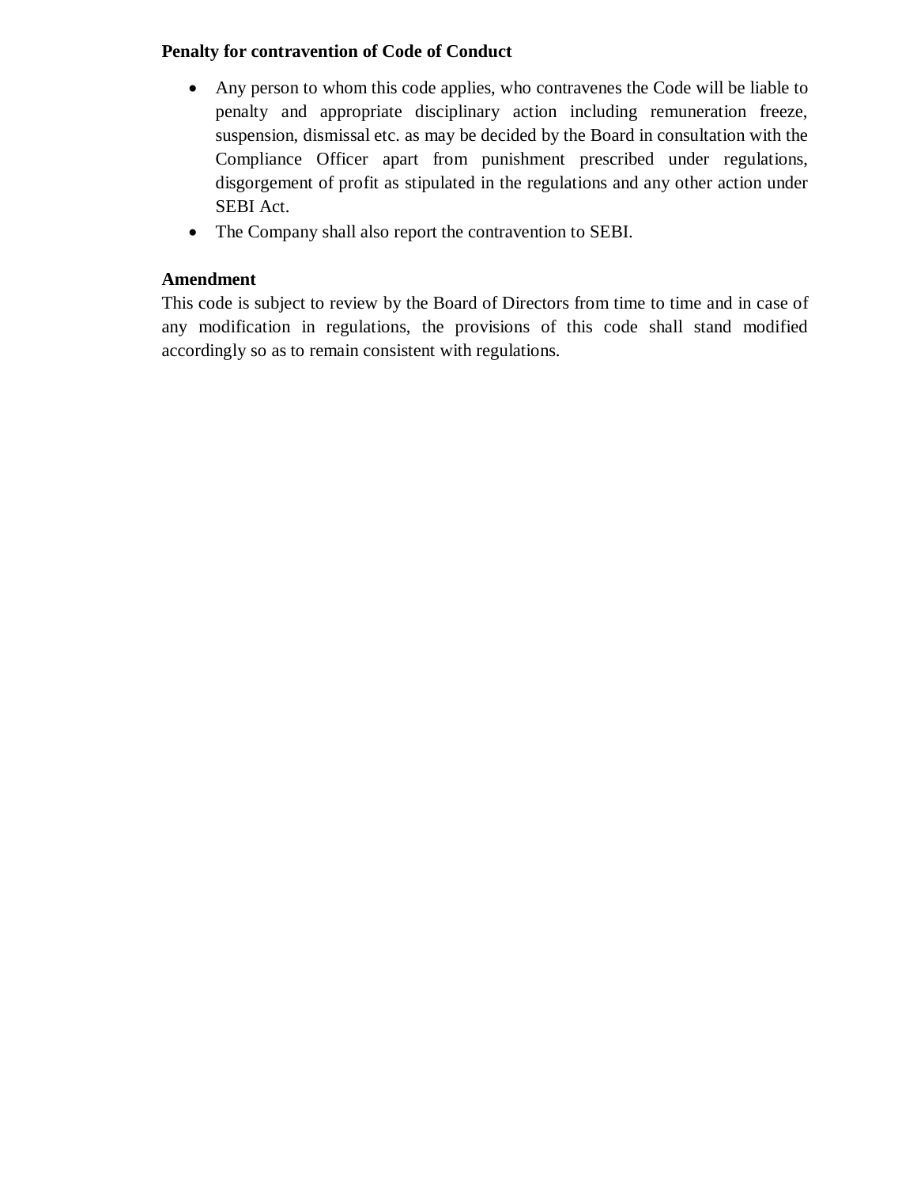**Penalty for contravention of Code of Conduct**

- Any person to whom this code applies, who contravenes the Code will be liable to penalty and appropriate disciplinary action including remuneration freeze, suspension, dismissal etc. as may be decided by the Board in consultation with the Compliance Officer apart from punishment prescribed under regulations, disgorgement of profit as stipulated in the regulations and any other action under SEBI Act.
- The Company shall also report the contravention to SEBI.

**Amendment**

This code is subject to review by the Board of Directors from time to time and in case of any modification in regulations, the provisions of this code shall stand modified accordingly so as to remain consistent with regulations.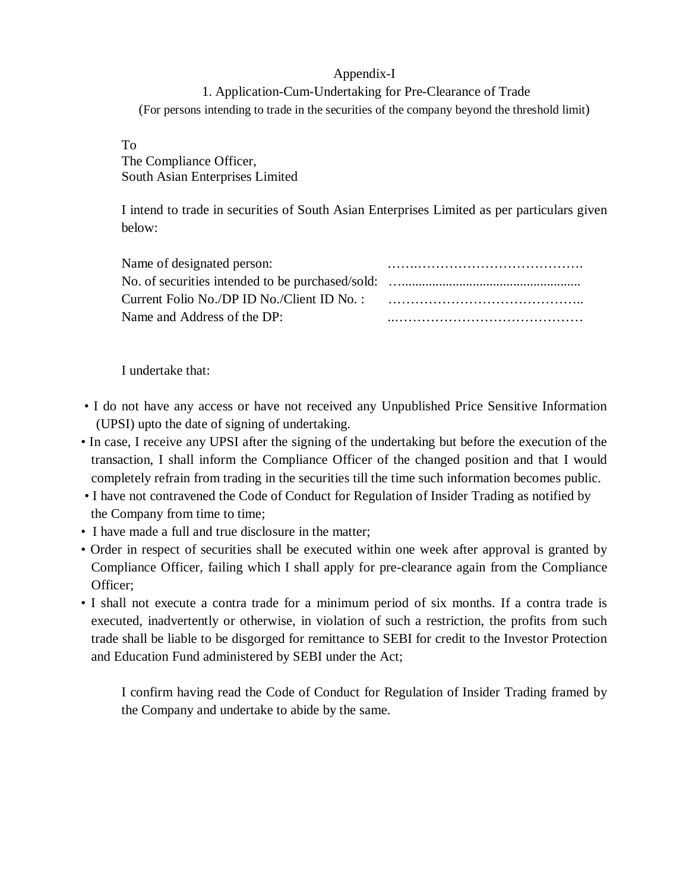Appendix-I

## 1. Application-Cum-Undertaking for Pre-Clearance of Trade

(For persons intending to trade in the securities of the company beyond the threshold limit)

To
The Compliance Officer,
South Asian Enterprises Limited

I intend to trade in securities of South Asian Enterprises Limited as per particulars given below:

Name of designated person: …….……………………………….
No. of securities intended to be purchased/sold: …....................................................
Current Folio No./DP ID No./Client ID No. : ……………………………………..
Name and Address of the DP: ..……………………………………

I undertake that:

- I do not have any access or have not received any Unpublished Price Sensitive Information (UPSI) upto the date of signing of undertaking.
- In case, I receive any UPSI after the signing of the undertaking but before the execution of the transaction, I shall inform the Compliance Officer of the changed position and that I would completely refrain from trading in the securities till the time such information becomes public.
- I have not contravened the Code of Conduct for Regulation of Insider Trading as notified by the Company from time to time;
- I have made a full and true disclosure in the matter;
- Order in respect of securities shall be executed within one week after approval is granted by Compliance Officer, failing which I shall apply for pre-clearance again from the Compliance Officer;
- I shall not execute a contra trade for a minimum period of six months. If a contra trade is executed, inadvertently or otherwise, in violation of such a restriction, the profits from such trade shall be liable to be disgorged for remittance to SEBI for credit to the Investor Protection and Education Fund administered by SEBI under the Act;

I confirm having read the Code of Conduct for Regulation of Insider Trading framed by the Company and undertake to abide by the same.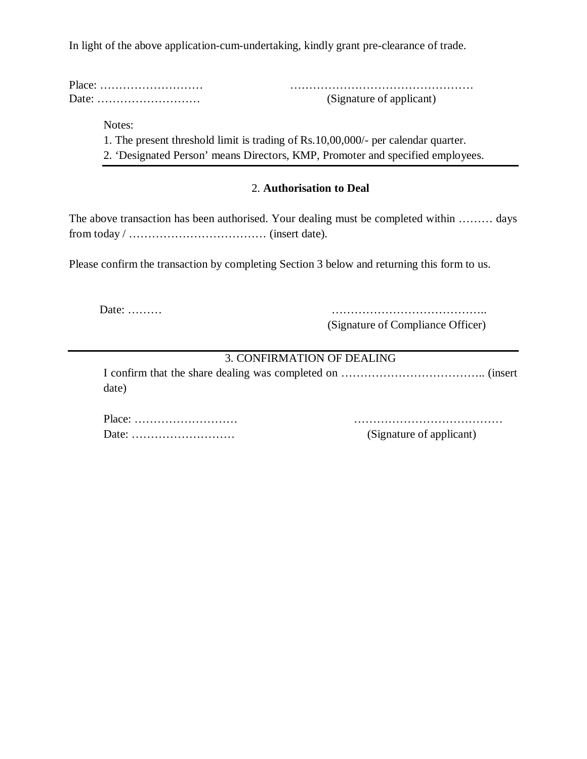In light of the above application-cum-undertaking, kindly grant pre-clearance of trade.

Place: ………………………  …………………………………………
Date: ………………………  (Signature of applicant)

Notes:

1. The present threshold limit is trading of Rs.10,00,000/- per calendar quarter.
2. ‘Designated Person’ means Directors, KMP, Promoter and specified employees.

---

## 2. **Authorisation to Deal**

The above transaction has been authorised. Your dealing must be completed within ……… days from today / ……………………………… (insert date).

Please confirm the transaction by completing Section 3 below and returning this form to us.

Date: ………  …………………………………..
(Signature of Compliance Officer)

---

## 3. CONFIRMATION OF DEALING

I confirm that the share dealing was completed on ……………………………….. (insert date)

Place: ………………………  …………………………………
Date: ………………………  (Signature of applicant)